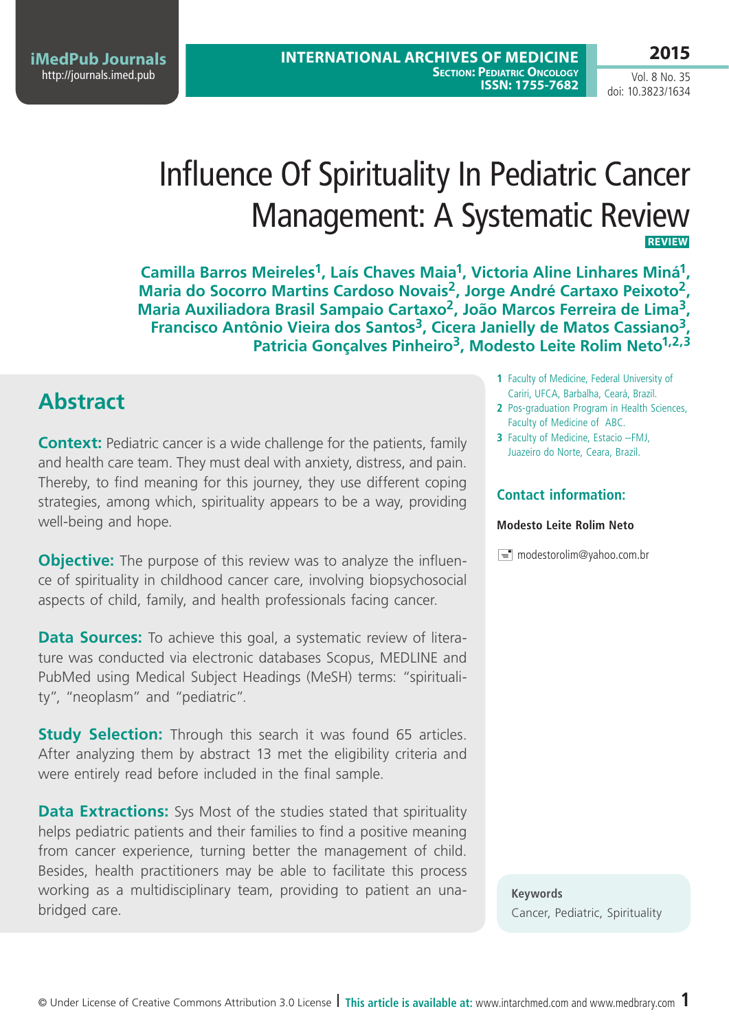# Influence Of Spirituality In Pediatric Cancer Management: A Systematic Review

REVIEW

**Camilla Barros Meireles[1], Laís Chaves Maia[1], Victoria Aline Linhares Miná[1], Maria do Socorro Martins Cardoso Novais[2], Jorge André Cartaxo Peixoto[2], Maria Auxiliadora Brasil Sampaio Cartaxo[2], João Marcos Ferreira de Lima[3], Francisco Antônio Vieira dos Santos[3], Cicera Janielly de Matos Cassiano[3], Patricia Gonçalves Pinheiro[3], Modesto Leite Rolim Neto[1,2,3]**

1 Faculty of Medicine, Federal University of Cariri, UFCA, Barbalha, Ceará, Brazil.

2 Pos-graduation Program in Health Sciences, Faculty of Medicine of ABC.

3 Faculty of Medicine, Estacio –FMJ, Juazeiro do Norte, Ceara, Brazil.

**Contact information:**

**Modesto Leite Rolim Neto**

modestorolim@yahoo.com.br

## Abstract

**Context:** Pediatric cancer is a wide challenge for the patients, family and health care team. They must deal with anxiety, distress, and pain. Thereby, to find meaning for this journey, they use different coping strategies, among which, spirituality appears to be a way, providing well-being and hope.

**Objective:** The purpose of this review was to analyze the influence of spirituality in childhood cancer care, involving biopsychosocial aspects of child, family, and health professionals facing cancer.

**Data Sources:** To achieve this goal, a systematic review of literature was conducted via electronic databases Scopus, MEDLINE and PubMed using Medical Subject Headings (MeSH) terms: "spirituality", "neoplasm" and "pediatric".

**Study Selection:** Through this search it was found 65 articles. After analyzing them by abstract 13 met the eligibility criteria and were entirely read before included in the final sample.

**Data Extractions:** Sys Most of the studies stated that spirituality helps pediatric patients and their families to find a positive meaning from cancer experience, turning better the management of child. Besides, health practitioners may be able to facilitate this process working as a multidisciplinary team, providing to patient an unabridged care.

**Keywords**

Cancer, Pediatric, Spirituality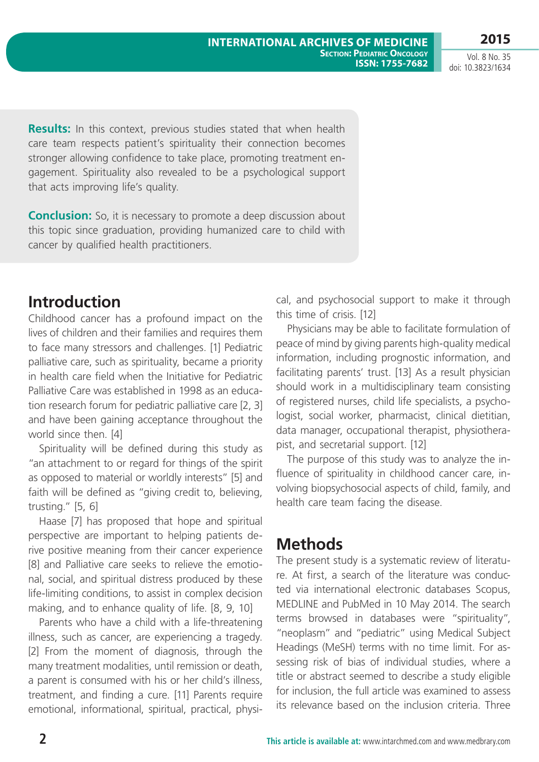**Results:** In this context, previous studies stated that when health care team respects patient's spirituality their connection becomes stronger allowing confidence to take place, promoting treatment engagement. Spirituality also revealed to be a psychological support that acts improving life's quality.

**Conclusion:** So, it is necessary to promote a deep discussion about this topic since graduation, providing humanized care to child with cancer by qualified health practitioners.

## Introduction

Childhood cancer has a profound impact on the lives of children and their families and requires them to face many stressors and challenges. [1] Pediatric palliative care, such as spirituality, became a priority in health care field when the Initiative for Pediatric Palliative Care was established in 1998 as an education research forum for pediatric palliative care [2, 3] and have been gaining acceptance throughout the world since then. [4]

Spirituality will be defined during this study as "an attachment to or regard for things of the spirit as opposed to material or worldly interests" [5] and faith will be defined as "giving credit to, believing, trusting." [5, 6]

Haase [7] has proposed that hope and spiritual perspective are important to helping patients derive positive meaning from their cancer experience [8] and Palliative care seeks to relieve the emotional, social, and spiritual distress produced by these life-limiting conditions, to assist in complex decision making, and to enhance quality of life. [8, 9, 10]

Parents who have a child with a life-threatening illness, such as cancer, are experiencing a tragedy. [2] From the moment of diagnosis, through the many treatment modalities, until remission or death, a parent is consumed with his or her child's illness, treatment, and finding a cure. [11] Parents require emotional, informational, spiritual, practical, physical, and psychosocial support to make it through this time of crisis. [12]

Physicians may be able to facilitate formulation of peace of mind by giving parents high-quality medical information, including prognostic information, and facilitating parents' trust. [13] As a result physician should work in a multidisciplinary team consisting of registered nurses, child life specialists, a psychologist, social worker, pharmacist, clinical dietitian, data manager, occupational therapist, physiotherapist, and secretarial support. [12]

The purpose of this study was to analyze the influence of spirituality in childhood cancer care, involving biopsychosocial aspects of child, family, and health care team facing the disease.

## Methods

The present study is a systematic review of literature. At first, a search of the literature was conducted via international electronic databases Scopus, MEDLINE and PubMed in 10 May 2014. The search terms browsed in databases were "spirituality", "neoplasm" and "pediatric" using Medical Subject Headings (MeSH) terms with no time limit. For assessing risk of bias of individual studies, where a title or abstract seemed to describe a study eligible for inclusion, the full article was examined to assess its relevance based on the inclusion criteria. Three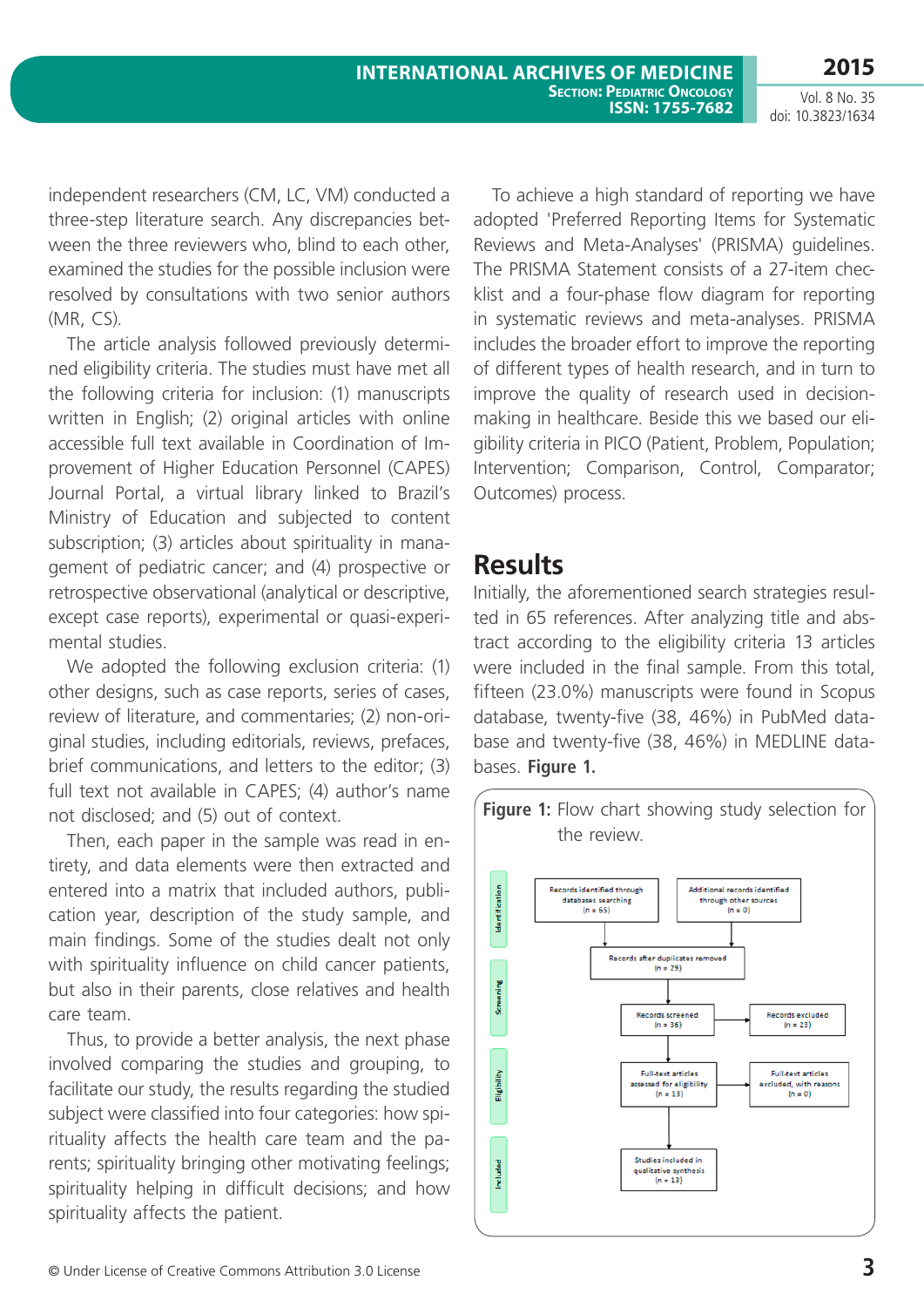independent researchers (CM, LC, VM) conducted a three-step literature search. Any discrepancies between the three reviewers who, blind to each other, examined the studies for the possible inclusion were resolved by consultations with two senior authors (MR, CS).

The article analysis followed previously determined eligibility criteria. The studies must have met all the following criteria for inclusion: (1) manuscripts written in English; (2) original articles with online accessible full text available in Coordination of Improvement of Higher Education Personnel (CAPES) Journal Portal, a virtual library linked to Brazil's Ministry of Education and subjected to content subscription; (3) articles about spirituality in management of pediatric cancer; and (4) prospective or retrospective observational (analytical or descriptive, except case reports), experimental or quasi-experimental studies.

We adopted the following exclusion criteria: (1) other designs, such as case reports, series of cases, review of literature, and commentaries; (2) non-original studies, including editorials, reviews, prefaces, brief communications, and letters to the editor; (3) full text not available in CAPES; (4) author's name not disclosed; and (5) out of context.

Then, each paper in the sample was read in entirety, and data elements were then extracted and entered into a matrix that included authors, publication year, description of the study sample, and main findings. Some of the studies dealt not only with spirituality influence on child cancer patients, but also in their parents, close relatives and health care team.

Thus, to provide a better analysis, the next phase involved comparing the studies and grouping, to facilitate our study, the results regarding the studied subject were classified into four categories: how spirituality affects the health care team and the parents; spirituality bringing other motivating feelings; spirituality helping in difficult decisions; and how spirituality affects the patient.

To achieve a high standard of reporting we have adopted 'Preferred Reporting Items for Systematic Reviews and Meta-Analyses' (PRISMA) guidelines. The PRISMA Statement consists of a 27-item checklist and a four-phase flow diagram for reporting in systematic reviews and meta-analyses. PRISMA includes the broader effort to improve the reporting of different types of health research, and in turn to improve the quality of research used in decision-making in healthcare. Beside this we based our eligibility criteria in PICO (Patient, Problem, Population; Intervention; Comparison, Control, Comparator; Outcomes) process.

## Results

Initially, the aforementioned search strategies resulted in 65 references. After analyzing title and abstract according to the eligibility criteria 13 articles were included in the final sample. From this total, fifteen (23.0%) manuscripts were found in Scopus database, twenty-five (38, 46%) in PubMed database and twenty-five (38, 46%) in MEDLINE databases. **Figure 1.**

**Figure 1:** Flow chart showing study selection for the review.

- Identification:
  - Records identified through databases searching (n = 65)
  - Additional records identified through other sources (n = 0)
- Records after duplicates removed (n = 29)
- Screening:
  - Records screened (n = 36)
  - Records excluded (n = 23)
- Eligibility:
  - Full-text articles assessed for eligibility (n = 13)
  - Full-text articles excluded, with reasons (n = 0)
- Included:
  - Studies included in qualitative synthesis (n = 13)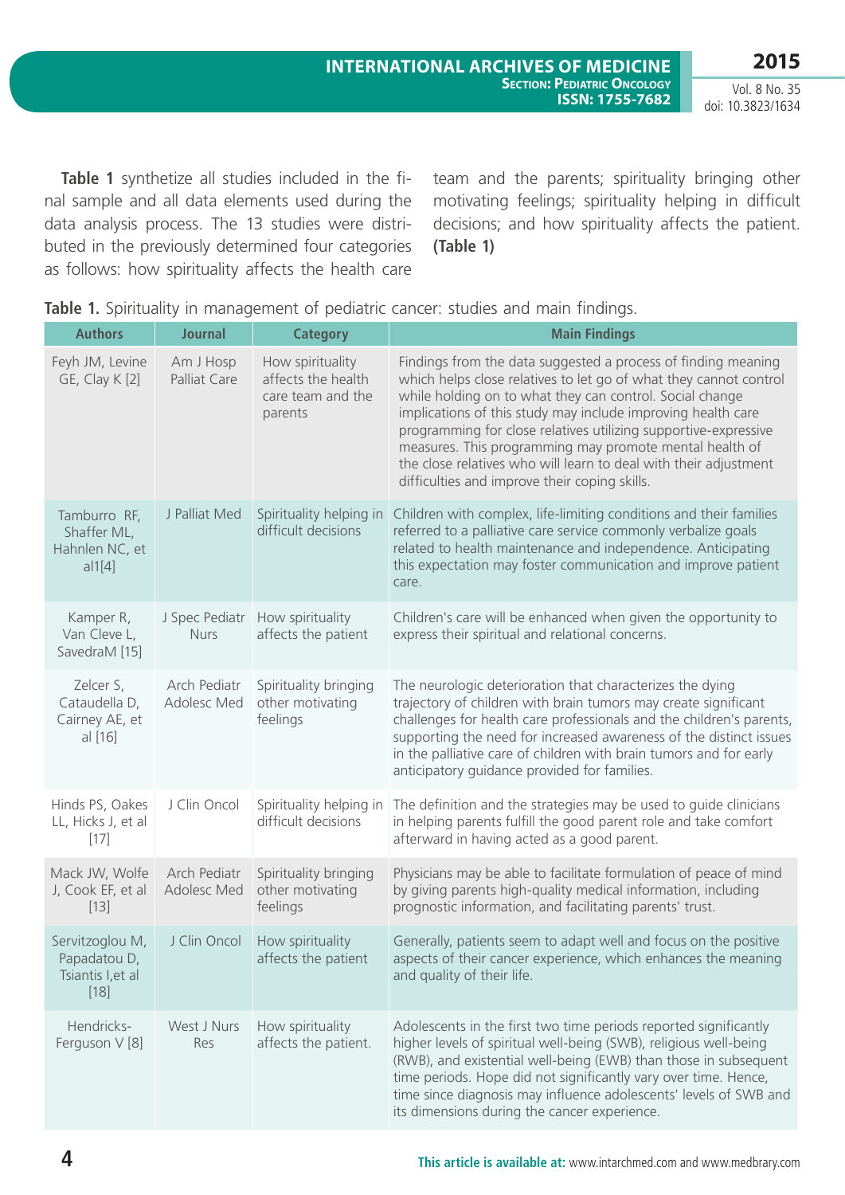**Table 1** synthetize all studies included in the final sample and all data elements used during the data analysis process. The 13 studies were distributed in the previously determined four categories as follows: how spirituality affects the health care team and the parents; spirituality bringing other motivating feelings; spirituality helping in difficult decisions; and how spirituality affects the patient. **(Table 1)**

**Table 1.** Spirituality in management of pediatric cancer: studies and main findings.

| Authors | Journal | Category | Main Findings |
|---|---|---|---|
| Feyh JM, Levine GE, Clay K [2] | Am J Hosp Palliat Care | How spirituality affects the health care team and the parents | Findings from the data suggested a process of finding meaning which helps close relatives to let go of what they cannot control while holding on to what they can control. Social change implications of this study may include improving health care programming for close relatives utilizing supportive-expressive measures. This programming may promote mental health of the close relatives who will learn to deal with their adjustment difficulties and improve their coping skills. |
| Tamburro RF, Shaffer ML, Hahnlen NC, et al1[4] | J Palliat Med | Spirituality helping in difficult decisions | Children with complex, life-limiting conditions and their families referred to a palliative care service commonly verbalize goals related to health maintenance and independence. Anticipating this expectation may foster communication and improve patient care. |
| Kamper R, Van Cleve L, SavedraM [15] | J Spec Pediatr Nurs | How spirituality affects the patient | Children's care will be enhanced when given the opportunity to express their spiritual and relational concerns. |
| Zelcer S, Cataudella D, Cairney AE, et al [16] | Arch Pediatr Adolesc Med | Spirituality bringing other motivating feelings | The neurologic deterioration that characterizes the dying trajectory of children with brain tumors may create significant challenges for health care professionals and the children's parents, supporting the need for increased awareness of the distinct issues in the palliative care of children with brain tumors and for early anticipatory guidance provided for families. |
| Hinds PS, Oakes LL, Hicks J, et al [17] | J Clin Oncol | Spirituality helping in difficult decisions | The definition and the strategies may be used to guide clinicians in helping parents fulfill the good parent role and take comfort afterward in having acted as a good parent. |
| Mack JW, Wolfe J, Cook EF, et al [13] | Arch Pediatr Adolesc Med | Spirituality bringing other motivating feelings | Physicians may be able to facilitate formulation of peace of mind by giving parents high-quality medical information, including prognostic information, and facilitating parents' trust. |
| Servitzoglou M, Papadatou D, Tsiantis I,et al [18] | J Clin Oncol | How spirituality affects the patient | Generally, patients seem to adapt well and focus on the positive aspects of their cancer experience, which enhances the meaning and quality of their life. |
| Hendricks-Ferguson V [8] | West J Nurs Res | How spirituality affects the patient. | Adolescents in the first two time periods reported significantly higher levels of spiritual well-being (SWB), religious well-being (RWB), and existential well-being (EWB) than those in subsequent time periods. Hope did not significantly vary over time. Hence, time since diagnosis may influence adolescents' levels of SWB and its dimensions during the cancer experience. |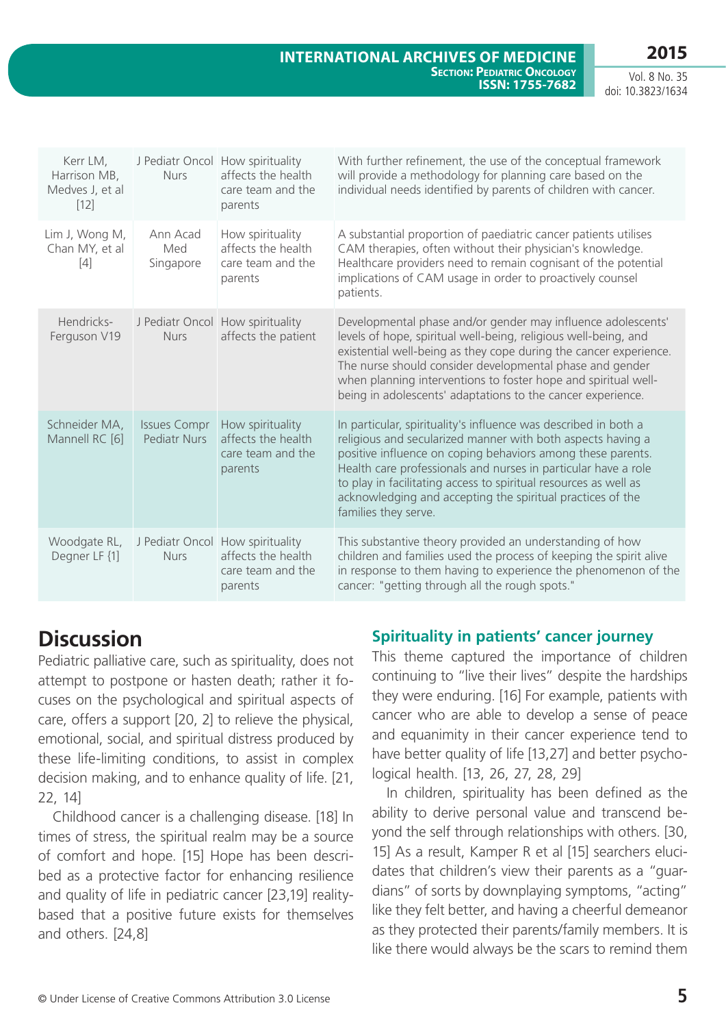| | | | |
|---|---|---|---|
| Kerr LM, Harrison MB, Medves J, et al [12] | J Pediatr Oncol Nurs | How spirituality affects the health care team and the parents | With further refinement, the use of the conceptual framework will provide a methodology for planning care based on the individual needs identified by parents of children with cancer. |
| Lim J, Wong M, Chan MY, et al [4] | Ann Acad Med Singapore | How spirituality affects the health care team and the parents | A substantial proportion of paediatric cancer patients utilises CAM therapies, often without their physician's knowledge. Healthcare providers need to remain cognisant of the potential implications of CAM usage in order to proactively counsel patients. |
| Hendricks-Ferguson V19 | J Pediatr Oncol Nurs | How spirituality affects the patient | Developmental phase and/or gender may influence adolescents' levels of hope, spiritual well-being, religious well-being, and existential well-being as they cope during the cancer experience. The nurse should consider developmental phase and gender when planning interventions to foster hope and spiritual well-being in adolescents' adaptations to the cancer experience. |
| Schneider MA, Mannell RC [6] | Issues Compr Pediatr Nurs | How spirituality affects the health care team and the parents | In particular, spirituality's influence was described in both a religious and secularized manner with both aspects having a positive influence on coping behaviors among these parents. Health care professionals and nurses in particular have a role to play in facilitating access to spiritual resources as well as acknowledging and accepting the spiritual practices of the families they serve. |
| Woodgate RL, Degner LF {1] | J Pediatr Oncol Nurs | How spirituality affects the health care team and the parents | This substantive theory provided an understanding of how children and families used the process of keeping the spirit alive in response to them having to experience the phenomenon of the cancer: "getting through all the rough spots." |

# Discussion

Pediatric palliative care, such as spirituality, does not attempt to postpone or hasten death; rather it focuses on the psychological and spiritual aspects of care, offers a support [20, 2] to relieve the physical, emotional, social, and spiritual distress produced by these life-limiting conditions, to assist in complex decision making, and to enhance quality of life. [21, 22, 14]

Childhood cancer is a challenging disease. [18] In times of stress, the spiritual realm may be a source of comfort and hope. [15] Hope has been described as a protective factor for enhancing resilience and quality of life in pediatric cancer [23,19] reality-based that a positive future exists for themselves and others. [24,8]

## Spirituality in patients' cancer journey

This theme captured the importance of children continuing to "live their lives" despite the hardships they were enduring. [16] For example, patients with cancer who are able to develop a sense of peace and equanimity in their cancer experience tend to have better quality of life [13,27] and better psychological health. [13, 26, 27, 28, 29]

In children, spirituality has been defined as the ability to derive personal value and transcend beyond the self through relationships with others. [30, 15] As a result, Kamper R et al [15] searchers elucidates that children's view their parents as a "guardians" of sorts by downplaying symptoms, "acting" like they felt better, and having a cheerful demeanor as they protected their parents/family members. It is like there would always be the scars to remind them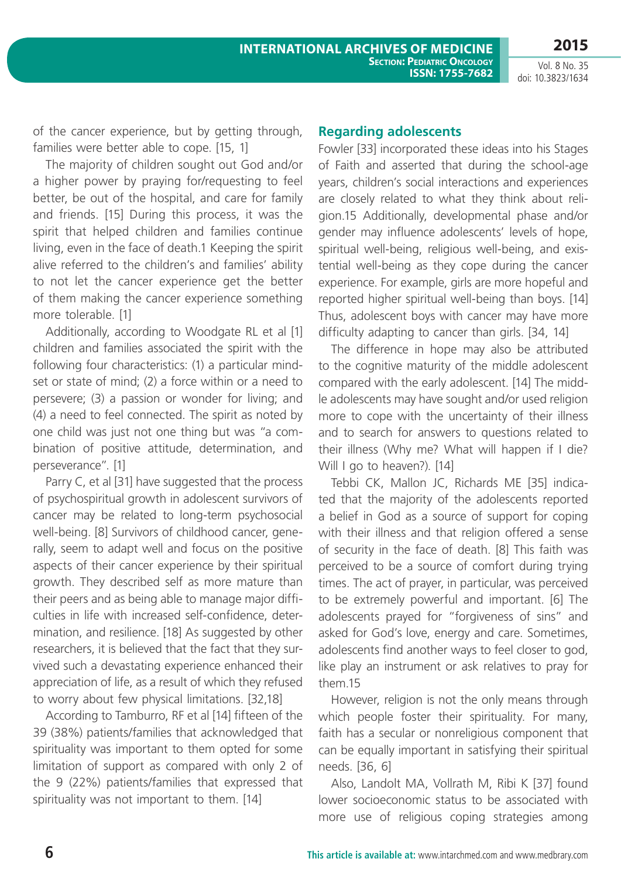of the cancer experience, but by getting through, families were better able to cope. [15, 1]

The majority of children sought out God and/or a higher power by praying for/requesting to feel better, be out of the hospital, and care for family and friends. [15] During this process, it was the spirit that helped children and families continue living, even in the face of death.1 Keeping the spirit alive referred to the children's and families' ability to not let the cancer experience get the better of them making the cancer experience something more tolerable. [1]

Additionally, according to Woodgate RL et al [1] children and families associated the spirit with the following four characteristics: (1) a particular mindset or state of mind; (2) a force within or a need to persevere; (3) a passion or wonder for living; and (4) a need to feel connected. The spirit as noted by one child was just not one thing but was "a combination of positive attitude, determination, and perseverance". [1]

Parry C, et al [31] have suggested that the process of psychospiritual growth in adolescent survivors of cancer may be related to long-term psychosocial well-being. [8] Survivors of childhood cancer, generally, seem to adapt well and focus on the positive aspects of their cancer experience by their spiritual growth. They described self as more mature than their peers and as being able to manage major difficulties in life with increased self-confidence, determination, and resilience. [18] As suggested by other researchers, it is believed that the fact that they survived such a devastating experience enhanced their appreciation of life, as a result of which they refused to worry about few physical limitations. [32,18]

According to Tamburro, RF et al [14] fifteen of the 39 (38%) patients/families that acknowledged that spirituality was important to them opted for some limitation of support as compared with only 2 of the 9 (22%) patients/families that expressed that spirituality was not important to them. [14]

## Regarding adolescents

Fowler [33] incorporated these ideas into his Stages of Faith and asserted that during the school-age years, children's social interactions and experiences are closely related to what they think about religion.15 Additionally, developmental phase and/or gender may influence adolescents' levels of hope, spiritual well-being, religious well-being, and existential well-being as they cope during the cancer experience. For example, girls are more hopeful and reported higher spiritual well-being than boys. [14] Thus, adolescent boys with cancer may have more difficulty adapting to cancer than girls. [34, 14]

The difference in hope may also be attributed to the cognitive maturity of the middle adolescent compared with the early adolescent. [14] The middle adolescents may have sought and/or used religion more to cope with the uncertainty of their illness and to search for answers to questions related to their illness (Why me? What will happen if I die? Will I go to heaven?). [14]

Tebbi CK, Mallon JC, Richards ME [35] indicated that the majority of the adolescents reported a belief in God as a source of support for coping with their illness and that religion offered a sense of security in the face of death. [8] This faith was perceived to be a source of comfort during trying times. The act of prayer, in particular, was perceived to be extremely powerful and important. [6] The adolescents prayed for "forgiveness of sins" and asked for God's love, energy and care. Sometimes, adolescents find another ways to feel closer to god, like play an instrument or ask relatives to pray for them.15

However, religion is not the only means through which people foster their spirituality. For many, faith has a secular or nonreligious component that can be equally important in satisfying their spiritual needs. [36, 6]

Also, Landolt MA, Vollrath M, Ribi K [37] found lower socioeconomic status to be associated with more use of religious coping strategies among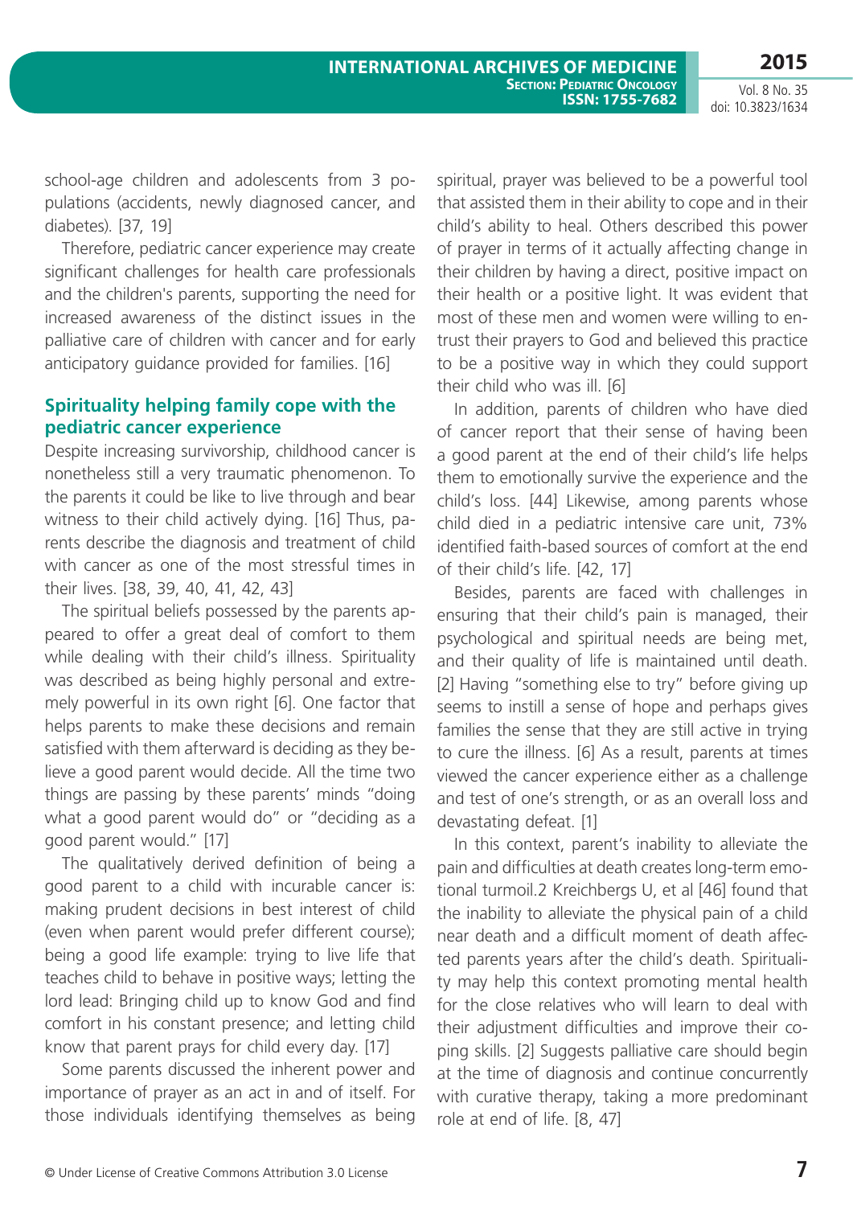school-age children and adolescents from 3 populations (accidents, newly diagnosed cancer, and diabetes). [37, 19]

Therefore, pediatric cancer experience may create significant challenges for health care professionals and the children's parents, supporting the need for increased awareness of the distinct issues in the palliative care of children with cancer and for early anticipatory guidance provided for families. [16]

## Spirituality helping family cope with the pediatric cancer experience

Despite increasing survivorship, childhood cancer is nonetheless still a very traumatic phenomenon. To the parents it could be like to live through and bear witness to their child actively dying. [16] Thus, parents describe the diagnosis and treatment of child with cancer as one of the most stressful times in their lives. [38, 39, 40, 41, 42, 43]

The spiritual beliefs possessed by the parents appeared to offer a great deal of comfort to them while dealing with their child's illness. Spirituality was described as being highly personal and extremely powerful in its own right [6]. One factor that helps parents to make these decisions and remain satisfied with them afterward is deciding as they believe a good parent would decide. All the time two things are passing by these parents' minds "doing what a good parent would do" or "deciding as a good parent would." [17]

The qualitatively derived definition of being a good parent to a child with incurable cancer is: making prudent decisions in best interest of child (even when parent would prefer different course); being a good life example: trying to live life that teaches child to behave in positive ways; letting the lord lead: Bringing child up to know God and find comfort in his constant presence; and letting child know that parent prays for child every day. [17]

Some parents discussed the inherent power and importance of prayer as an act in and of itself. For those individuals identifying themselves as being spiritual, prayer was believed to be a powerful tool that assisted them in their ability to cope and in their child's ability to heal. Others described this power of prayer in terms of it actually affecting change in their children by having a direct, positive impact on their health or a positive light. It was evident that most of these men and women were willing to entrust their prayers to God and believed this practice to be a positive way in which they could support their child who was ill. [6]

In addition, parents of children who have died of cancer report that their sense of having been a good parent at the end of their child's life helps them to emotionally survive the experience and the child's loss. [44] Likewise, among parents whose child died in a pediatric intensive care unit, 73% identified faith-based sources of comfort at the end of their child's life. [42, 17]

Besides, parents are faced with challenges in ensuring that their child's pain is managed, their psychological and spiritual needs are being met, and their quality of life is maintained until death. [2] Having "something else to try" before giving up seems to instill a sense of hope and perhaps gives families the sense that they are still active in trying to cure the illness. [6] As a result, parents at times viewed the cancer experience either as a challenge and test of one's strength, or as an overall loss and devastating defeat. [1]

In this context, parent's inability to alleviate the pain and difficulties at death creates long-term emotional turmoil.2 Kreichbergs U, et al [46] found that the inability to alleviate the physical pain of a child near death and a difficult moment of death affected parents years after the child's death. Spirituality may help this context promoting mental health for the close relatives who will learn to deal with their adjustment difficulties and improve their coping skills. [2] Suggests palliative care should begin at the time of diagnosis and continue concurrently with curative therapy, taking a more predominant role at end of life. [8, 47]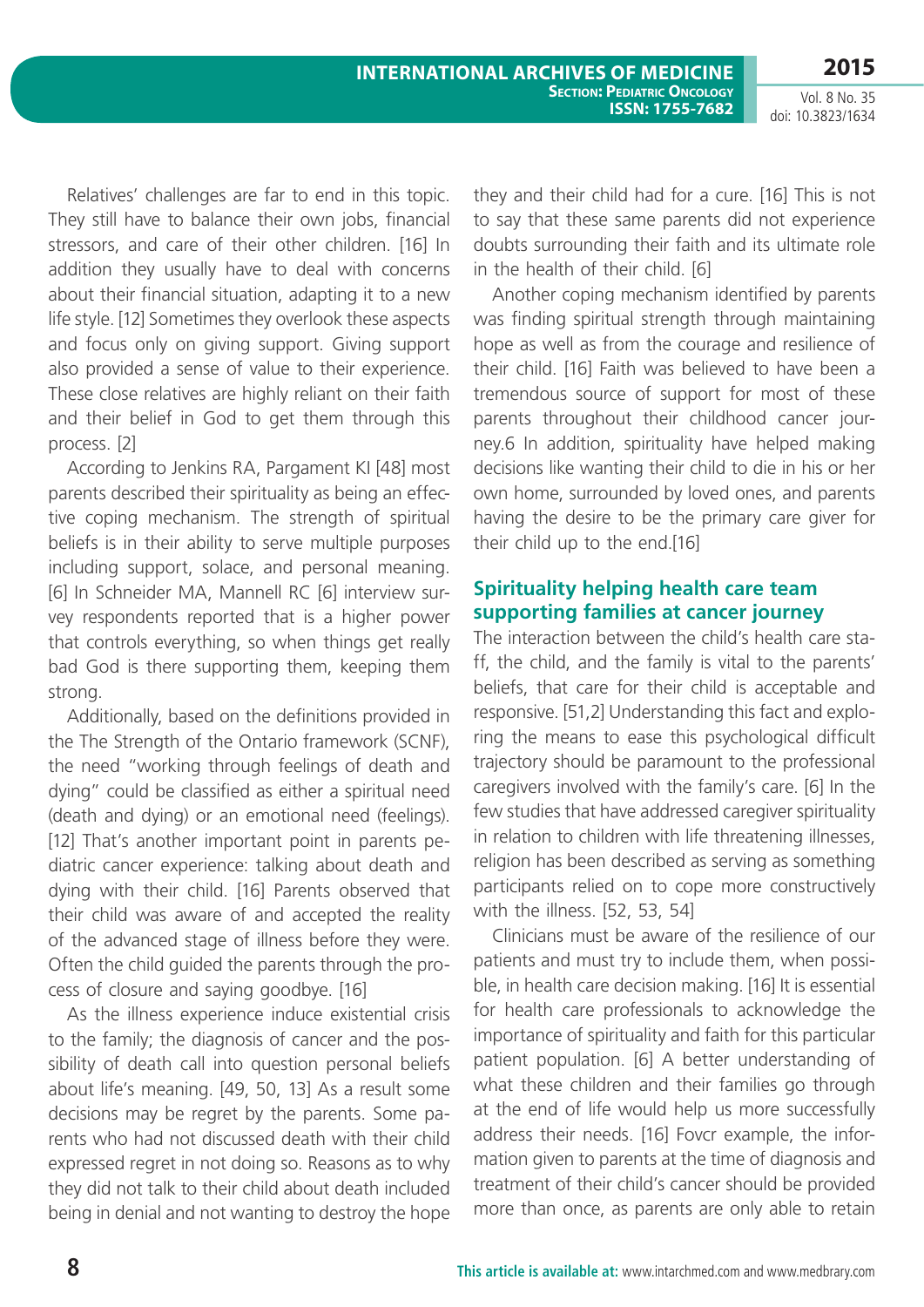Relatives' challenges are far to end in this topic. They still have to balance their own jobs, financial stressors, and care of their other children. [16] In addition they usually have to deal with concerns about their financial situation, adapting it to a new life style. [12] Sometimes they overlook these aspects and focus only on giving support. Giving support also provided a sense of value to their experience. These close relatives are highly reliant on their faith and their belief in God to get them through this process. [2]

According to Jenkins RA, Pargament KI [48] most parents described their spirituality as being an effective coping mechanism. The strength of spiritual beliefs is in their ability to serve multiple purposes including support, solace, and personal meaning. [6] In Schneider MA, Mannell RC [6] interview survey respondents reported that is a higher power that controls everything, so when things get really bad God is there supporting them, keeping them strong.

Additionally, based on the definitions provided in the The Strength of the Ontario framework (SCNF), the need "working through feelings of death and dying" could be classified as either a spiritual need (death and dying) or an emotional need (feelings). [12] That's another important point in parents pediatric cancer experience: talking about death and dying with their child. [16] Parents observed that their child was aware of and accepted the reality of the advanced stage of illness before they were. Often the child guided the parents through the process of closure and saying goodbye. [16]

As the illness experience induce existential crisis to the family; the diagnosis of cancer and the possibility of death call into question personal beliefs about life's meaning. [49, 50, 13] As a result some decisions may be regret by the parents. Some parents who had not discussed death with their child expressed regret in not doing so. Reasons as to why they did not talk to their child about death included being in denial and not wanting to destroy the hope they and their child had for a cure. [16] This is not to say that these same parents did not experience doubts surrounding their faith and its ultimate role in the health of their child. [6]

Another coping mechanism identified by parents was finding spiritual strength through maintaining hope as well as from the courage and resilience of their child. [16] Faith was believed to have been a tremendous source of support for most of these parents throughout their childhood cancer journey.6 In addition, spirituality have helped making decisions like wanting their child to die in his or her own home, surrounded by loved ones, and parents having the desire to be the primary care giver for their child up to the end.[16]

## Spirituality helping health care team supporting families at cancer journey

The interaction between the child's health care staff, the child, and the family is vital to the parents' beliefs, that care for their child is acceptable and responsive. [51,2] Understanding this fact and exploring the means to ease this psychological difficult trajectory should be paramount to the professional caregivers involved with the family's care. [6] In the few studies that have addressed caregiver spirituality in relation to children with life threatening illnesses, religion has been described as serving as something participants relied on to cope more constructively with the illness. [52, 53, 54]

Clinicians must be aware of the resilience of our patients and must try to include them, when possible, in health care decision making. [16] It is essential for health care professionals to acknowledge the importance of spirituality and faith for this particular patient population. [6] A better understanding of what these children and their families go through at the end of life would help us more successfully address their needs. [16] Fovcr example, the information given to parents at the time of diagnosis and treatment of their child's cancer should be provided more than once, as parents are only able to retain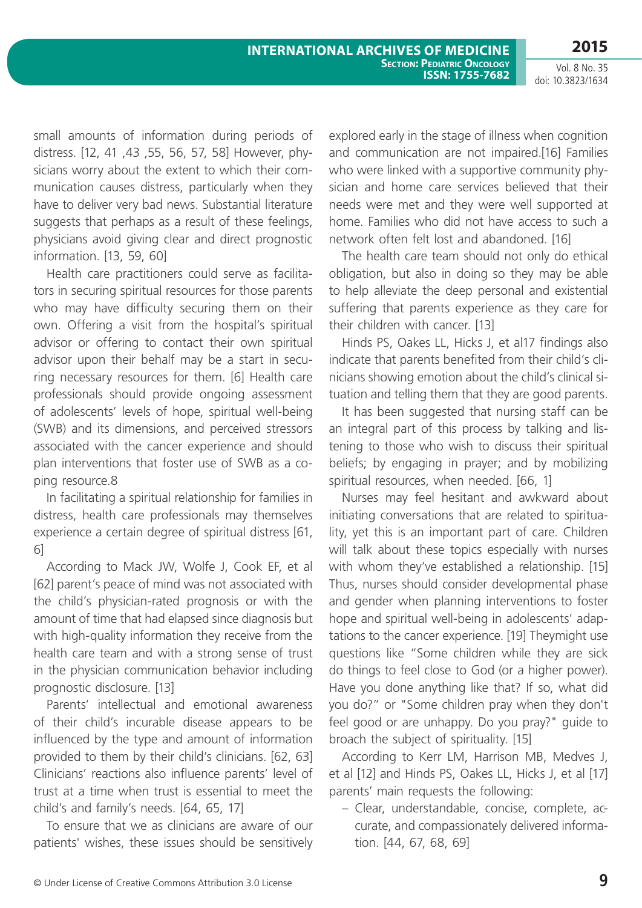small amounts of information during periods of distress. [12, 41 ,43 ,55, 56, 57, 58] However, physicians worry about the extent to which their communication causes distress, particularly when they have to deliver very bad news. Substantial literature suggests that perhaps as a result of these feelings, physicians avoid giving clear and direct prognostic information. [13, 59, 60]

Health care practitioners could serve as facilitators in securing spiritual resources for those parents who may have difficulty securing them on their own. Offering a visit from the hospital's spiritual advisor or offering to contact their own spiritual advisor upon their behalf may be a start in securing necessary resources for them. [6] Health care professionals should provide ongoing assessment of adolescents' levels of hope, spiritual well-being (SWB) and its dimensions, and perceived stressors associated with the cancer experience and should plan interventions that foster use of SWB as a coping resource.8

In facilitating a spiritual relationship for families in distress, health care professionals may themselves experience a certain degree of spiritual distress [61, 6]

According to Mack JW, Wolfe J, Cook EF, et al [62] parent's peace of mind was not associated with the child's physician-rated prognosis or with the amount of time that had elapsed since diagnosis but with high-quality information they receive from the health care team and with a strong sense of trust in the physician communication behavior including prognostic disclosure. [13]

Parents' intellectual and emotional awareness of their child's incurable disease appears to be influenced by the type and amount of information provided to them by their child's clinicians. [62, 63] Clinicians' reactions also influence parents' level of trust at a time when trust is essential to meet the child's and family's needs. [64, 65, 17]

To ensure that we as clinicians are aware of our patients' wishes, these issues should be sensitively explored early in the stage of illness when cognition and communication are not impaired.[16] Families who were linked with a supportive community physician and home care services believed that their needs were met and they were well supported at home. Families who did not have access to such a network often felt lost and abandoned. [16]

The health care team should not only do ethical obligation, but also in doing so they may be able to help alleviate the deep personal and existential suffering that parents experience as they care for their children with cancer. [13]

Hinds PS, Oakes LL, Hicks J, et al17 findings also indicate that parents benefited from their child's clinicians showing emotion about the child's clinical situation and telling them that they are good parents.

It has been suggested that nursing staff can be an integral part of this process by talking and listening to those who wish to discuss their spiritual beliefs; by engaging in prayer; and by mobilizing spiritual resources, when needed. [66, 1]

Nurses may feel hesitant and awkward about initiating conversations that are related to spirituality, yet this is an important part of care. Children will talk about these topics especially with nurses with whom they've established a relationship. [15] Thus, nurses should consider developmental phase and gender when planning interventions to foster hope and spiritual well-being in adolescents' adaptations to the cancer experience. [19] Theymight use questions like "Some children while they are sick do things to feel close to God (or a higher power). Have you done anything like that? If so, what did you do?" or "Some children pray when they don't feel good or are unhappy. Do you pray?" guide to broach the subject of spirituality. [15]

According to Kerr LM, Harrison MB, Medves J, et al [12] and Hinds PS, Oakes LL, Hicks J, et al [17] parents' main requests the following:

- Clear, understandable, concise, complete, accurate, and compassionately delivered information. [44, 67, 68, 69]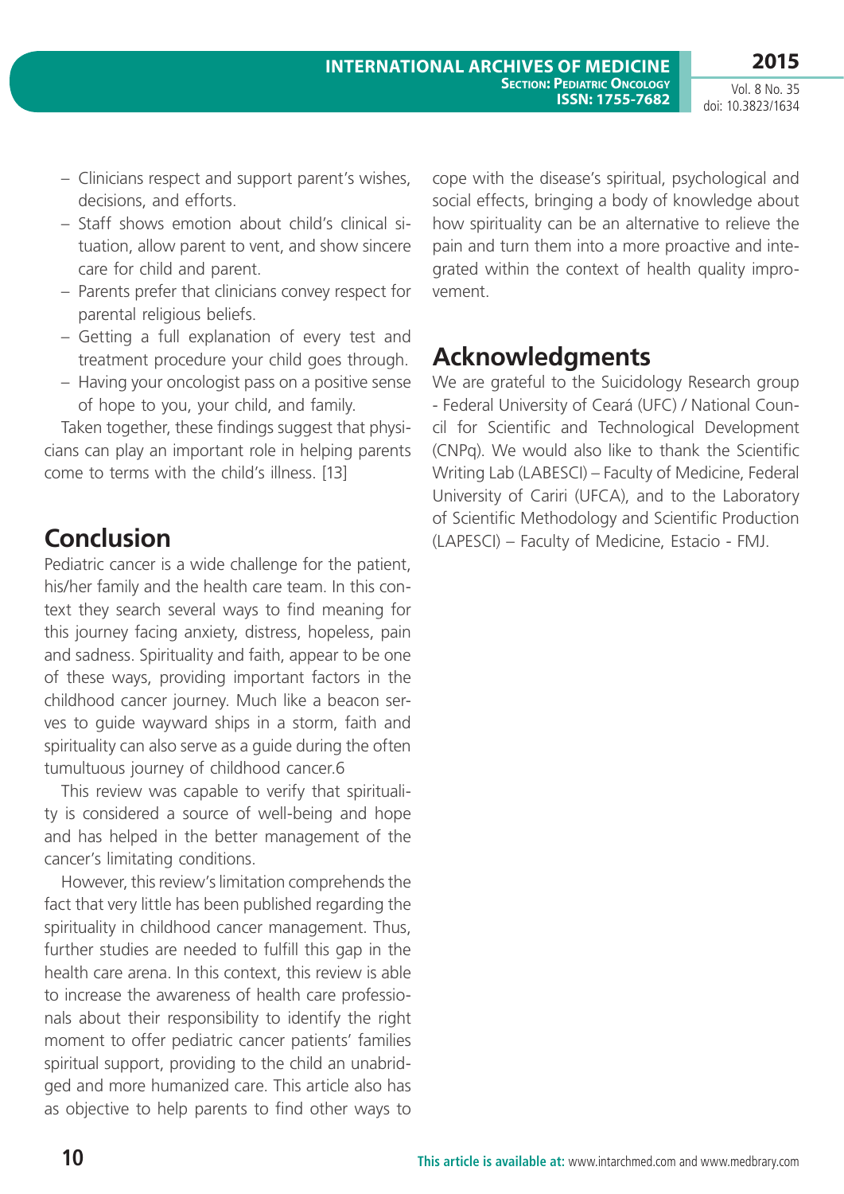- Clinicians respect and support parent's wishes, decisions, and efforts.
- Staff shows emotion about child's clinical situation, allow parent to vent, and show sincere care for child and parent.
- Parents prefer that clinicians convey respect for parental religious beliefs.
- Getting a full explanation of every test and treatment procedure your child goes through.
- Having your oncologist pass on a positive sense of hope to you, your child, and family.

Taken together, these findings suggest that physicians can play an important role in helping parents come to terms with the child's illness. [13]

## Conclusion

Pediatric cancer is a wide challenge for the patient, his/her family and the health care team. In this context they search several ways to find meaning for this journey facing anxiety, distress, hopeless, pain and sadness. Spirituality and faith, appear to be one of these ways, providing important factors in the childhood cancer journey. Much like a beacon serves to guide wayward ships in a storm, faith and spirituality can also serve as a guide during the often tumultuous journey of childhood cancer.6

This review was capable to verify that spirituality is considered a source of well-being and hope and has helped in the better management of the cancer's limitating conditions.

However, this review's limitation comprehends the fact that very little has been published regarding the spirituality in childhood cancer management. Thus, further studies are needed to fulfill this gap in the health care arena. In this context, this review is able to increase the awareness of health care professionals about their responsibility to identify the right moment to offer pediatric cancer patients' families spiritual support, providing to the child an unabridged and more humanized care. This article also has as objective to help parents to find other ways to cope with the disease's spiritual, psychological and social effects, bringing a body of knowledge about how spirituality can be an alternative to relieve the pain and turn them into a more proactive and integrated within the context of health quality improvement.

## Acknowledgments

We are grateful to the Suicidology Research group - Federal University of Ceará (UFC) / National Council for Scientific and Technological Development (CNPq). We would also like to thank the Scientific Writing Lab (LABESCI) – Faculty of Medicine, Federal University of Cariri (UFCA), and to the Laboratory of Scientific Methodology and Scientific Production (LAPESCI) – Faculty of Medicine, Estacio - FMJ.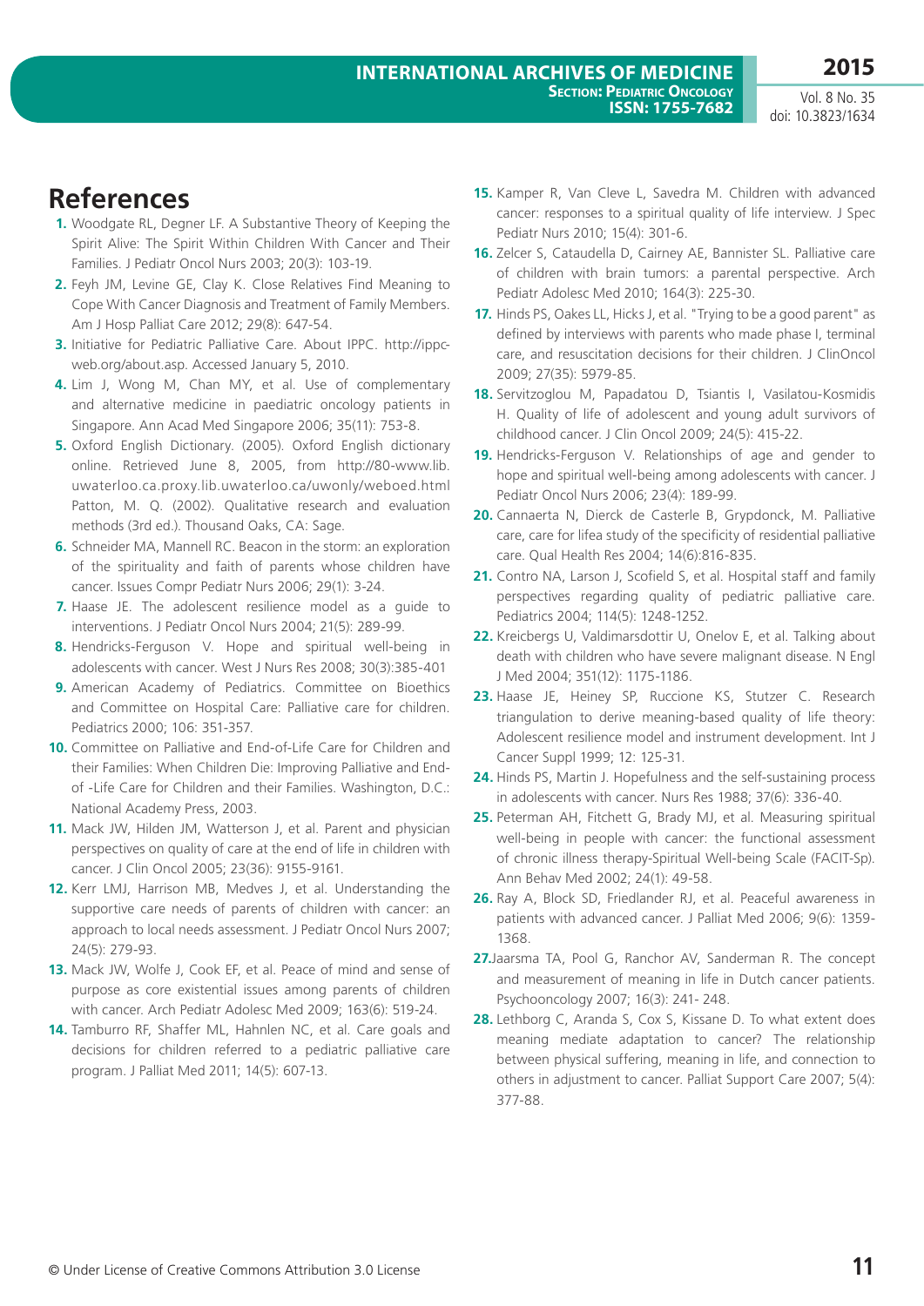# References

1. Woodgate RL, Degner LF. A Substantive Theory of Keeping the Spirit Alive: The Spirit Within Children With Cancer and Their Families. J Pediatr Oncol Nurs 2003; 20(3): 103-19.
2. Feyh JM, Levine GE, Clay K. Close Relatives Find Meaning to Cope With Cancer Diagnosis and Treatment of Family Members. Am J Hosp Palliat Care 2012; 29(8): 647-54.
3. Initiative for Pediatric Palliative Care. About IPPC. http://ippcweb.org/about.asp. Accessed January 5, 2010.
4. Lim J, Wong M, Chan MY, et al. Use of complementary and alternative medicine in paediatric oncology patients in Singapore. Ann Acad Med Singapore 2006; 35(11): 753-8.
5. Oxford English Dictionary. (2005). Oxford English dictionary online. Retrieved June 8, 2005, from http://80-www.lib.uwaterloo.ca.proxy.lib.uwaterloo.ca/uwonly/weboed.html Patton, M. Q. (2002). Qualitative research and evaluation methods (3rd ed.). Thousand Oaks, CA: Sage.
6. Schneider MA, Mannell RC. Beacon in the storm: an exploration of the spirituality and faith of parents whose children have cancer. Issues Compr Pediatr Nurs 2006; 29(1): 3-24.
7. Haase JE. The adolescent resilience model as a guide to interventions. J Pediatr Oncol Nurs 2004; 21(5): 289-99.
8. Hendricks-Ferguson V. Hope and spiritual well-being in adolescents with cancer. West J Nurs Res 2008; 30(3):385-401
9. American Academy of Pediatrics. Committee on Bioethics and Committee on Hospital Care: Palliative care for children. Pediatrics 2000; 106: 351-357.
10. Committee on Palliative and End-of-Life Care for Children and their Families: When Children Die: Improving Palliative and End-of -Life Care for Children and their Families. Washington, D.C.: National Academy Press, 2003.
11. Mack JW, Hilden JM, Watterson J, et al. Parent and physician perspectives on quality of care at the end of life in children with cancer. J Clin Oncol 2005; 23(36): 9155-9161.
12. Kerr LMJ, Harrison MB, Medves J, et al. Understanding the supportive care needs of parents of children with cancer: an approach to local needs assessment. J Pediatr Oncol Nurs 2007; 24(5): 279-93.
13. Mack JW, Wolfe J, Cook EF, et al. Peace of mind and sense of purpose as core existential issues among parents of children with cancer. Arch Pediatr Adolesc Med 2009; 163(6): 519-24.
14. Tamburro RF, Shaffer ML, Hahnlen NC, et al. Care goals and decisions for children referred to a pediatric palliative care program. J Palliat Med 2011; 14(5): 607-13.
15. Kamper R, Van Cleve L, Savedra M. Children with advanced cancer: responses to a spiritual quality of life interview. J Spec Pediatr Nurs 2010; 15(4): 301-6.
16. Zelcer S, Cataudella D, Cairney AE, Bannister SL. Palliative care of children with brain tumors: a parental perspective. Arch Pediatr Adolesc Med 2010; 164(3): 225-30.
17. Hinds PS, Oakes LL, Hicks J, et al. "Trying to be a good parent" as defined by interviews with parents who made phase I, terminal care, and resuscitation decisions for their children. J ClinOncol 2009; 27(35): 5979-85.
18. Servitzoglou M, Papadatou D, Tsiantis I, Vasilatou-Kosmidis H. Quality of life of adolescent and young adult survivors of childhood cancer. J Clin Oncol 2009; 24(5): 415-22.
19. Hendricks-Ferguson V. Relationships of age and gender to hope and spiritual well-being among adolescents with cancer. J Pediatr Oncol Nurs 2006; 23(4): 189-99.
20. Cannaerta N, Dierck de Casterle B, Grypdonck, M. Palliative care, care for lifea study of the specificity of residential palliative care. Qual Health Res 2004; 14(6):816-835.
21. Contro NA, Larson J, Scofield S, et al. Hospital staff and family perspectives regarding quality of pediatric palliative care. Pediatrics 2004; 114(5): 1248-1252.
22. Kreicbergs U, Valdimarsdottir U, Onelov E, et al. Talking about death with children who have severe malignant disease. N Engl J Med 2004; 351(12): 1175-1186.
23. Haase JE, Heiney SP, Ruccione KS, Stutzer C. Research triangulation to derive meaning-based quality of life theory: Adolescent resilience model and instrument development. Int J Cancer Suppl 1999; 12: 125-31.
24. Hinds PS, Martin J. Hopefulness and the self-sustaining process in adolescents with cancer. Nurs Res 1988; 37(6): 336-40.
25. Peterman AH, Fitchett G, Brady MJ, et al. Measuring spiritual well-being in people with cancer: the functional assessment of chronic illness therapy-Spiritual Well-being Scale (FACIT-Sp). Ann Behav Med 2002; 24(1): 49-58.
26. Ray A, Block SD, Friedlander RJ, et al. Peaceful awareness in patients with advanced cancer. J Palliat Med 2006; 9(6): 1359-1368.
27. Jaarsma TA, Pool G, Ranchor AV, Sanderman R. The concept and measurement of meaning in life in Dutch cancer patients. Psychooncology 2007; 16(3): 241- 248.
28. Lethborg C, Aranda S, Cox S, Kissane D. To what extent does meaning mediate adaptation to cancer? The relationship between physical suffering, meaning in life, and connection to others in adjustment to cancer. Palliat Support Care 2007; 5(4): 377-88.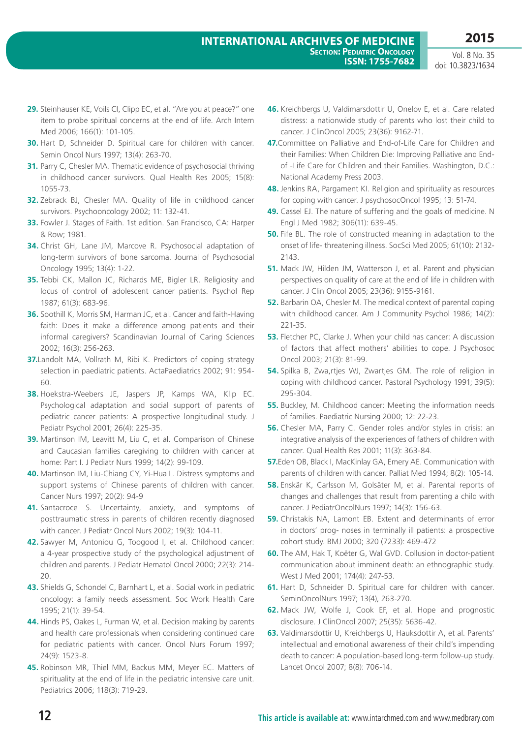29. Steinhauser KE, Voils CI, Clipp EC, et al. "Are you at peace?" one item to probe spiritual concerns at the end of life. Arch Intern Med 2006; 166(1): 101-105.

30. Hart D, Schneider D. Spiritual care for children with cancer. Semin Oncol Nurs 1997; 13(4): 263-70.

31. Parry C, Chesler MA. Thematic evidence of psychosocial thriving in childhood cancer survivors. Qual Health Res 2005; 15(8): 1055-73.

32. Zebrack BJ, Chesler MA. Quality of life in childhood cancer survivors. Psychooncology 2002; 11: 132-41.

33. Fowler J. Stages of Faith. 1st edition. San Francisco, CA: Harper & Row; 1981.

34. Christ GH, Lane JM, Marcove R. Psychosocial adaptation of long-term survivors of bone sarcoma. Journal of Psychosocial Oncology 1995; 13(4): 1-22.

35. Tebbi CK, Mallon JC, Richards ME, Bigler LR. Religiosity and locus of control of adolescent cancer patients. Psychol Rep 1987; 61(3): 683-96.

36. Soothill K, Morris SM, Harman JC, et al. Cancer and faith-Having faith: Does it make a difference among patients and their informal caregivers? Scandinavian Journal of Caring Sciences 2002; 16(3): 256-263.

37. Landolt MA, Vollrath M, Ribi K. Predictors of coping strategy selection in paediatric patients. ActaPaediatrics 2002; 91: 954-60.

38. Hoekstra-Weebers JE, Jaspers JP, Kamps WA, Klip EC. Psychological adaptation and social support of parents of pediatric cancer patients: A prospective longitudinal study. J Pediatr Psychol 2001; 26(4): 225-35.

39. Martinson IM, Leavitt M, Liu C, et al. Comparison of Chinese and Caucasian families caregiving to children with cancer at home: Part I. J Pediatr Nurs 1999; 14(2): 99-109.

40. Martinson IM, Liu-Chiang CY, Yi-Hua L. Distress symptoms and support systems of Chinese parents of children with cancer. Cancer Nurs 1997; 20(2): 94-9

41. Santacroce S. Uncertainty, anxiety, and symptoms of posttraumatic stress in parents of children recently diagnosed with cancer. J Pediatr Oncol Nurs 2002; 19(3): 104-11.

42. Sawyer M, Antoniou G, Toogood I, et al. Childhood cancer: a 4-year prospective study of the psychological adjustment of children and parents. J Pediatr Hematol Oncol 2000; 22(3): 214-20.

43. Shields G, Schondel C, Barnhart L, et al. Social work in pediatric oncology: a family needs assessment. Soc Work Health Care 1995; 21(1): 39-54.

44. Hinds PS, Oakes L, Furman W, et al. Decision making by parents and health care professionals when considering continued care for pediatric patients with cancer. Oncol Nurs Forum 1997; 24(9): 1523-8.

45. Robinson MR, Thiel MM, Backus MM, Meyer EC. Matters of spirituality at the end of life in the pediatric intensive care unit. Pediatrics 2006; 118(3): 719-29.

46. Kreichbergs U, Valdimarsdottir U, Onelov E, et al. Care related distress: a nationwide study of parents who lost their child to cancer. J ClinOncol 2005; 23(36): 9162-71.

47. Committee on Palliative and End-of-Life Care for Children and their Families: When Children Die: Improving Palliative and End-of -Life Care for Children and their Families. Washington, D.C.: National Academy Press 2003.

48. Jenkins RA, Pargament KI. Religion and spirituality as resources for coping with cancer. J psychosocOncol 1995; 13: 51-74.

49. Cassel EJ. The nature of suffering and the goals of medicine. N Engl J Med 1982; 306(11): 639-45.

50. Fife BL. The role of constructed meaning in adaptation to the onset of life- threatening illness. SocSci Med 2005; 61(10): 2132-2143.

51. Mack JW, Hilden JM, Watterson J, et al. Parent and physician perspectives on quality of care at the end of life in children with cancer. J Clin Oncol 2005; 23(36): 9155-9161.

52. Barbarin OA, Chesler M. The medical context of parental coping with childhood cancer. Am J Community Psychol 1986; 14(2): 221-35.

53. Fletcher PC, Clarke J. When your child has cancer: A discussion of factors that affect mothers' abilities to cope. J Psychosoc Oncol 2003; 21(3): 81-99.

54. Spilka B, Zwa,rtjes WJ, Zwartjes GM. The role of religion in coping with childhood cancer. Pastoral Psychology 1991; 39(5): 295-304.

55. Buckley, M. Childhood cancer: Meeting the information needs of families. Paediatric Nursing 2000; 12: 22-23.

56. Chesler MA, Parry C. Gender roles and/or styles in crisis: an integrative analysis of the experiences of fathers of children with cancer. Qual Health Res 2001; 11(3): 363-84.

57. Eden OB, Black I, MacKinlay GA, Emery AE. Communication with parents of children with cancer. Palliat Med 1994; 8(2): 105-14.

58. Enskär K, Carlsson M, Golsäter M, et al. Parental reports of changes and challenges that result from parenting a child with cancer. J PediatrOncolNurs 1997; 14(3): 156-63.

59. Christakis NA, Lamont EB. Extent and determinants of error in doctors' prog- noses in terminally ill patients: a prospective cohort study. BMJ 2000; 320 (7233): 469-472

60. The AM, Hak T, Koëter G, Wal GVD. Collusion in doctor-patient communication about imminent death: an ethnographic study. West J Med 2001; 174(4): 247-53.

61. Hart D, Schneider D. Spiritual care for children with cancer. SeminOncolNurs 1997; 13(4), 263-270.

62. Mack JW, Wolfe J, Cook EF, et al. Hope and prognostic disclosure. J ClinOncol 2007; 25(35): 5636-42.

63. Valdimarsdottir U, Kreichbergs U, Hauksdottir A, et al. Parents' intellectual and emotional awareness of their child's impending death to cancer: A population-based long-term follow-up study. Lancet Oncol 2007; 8(8): 706-14.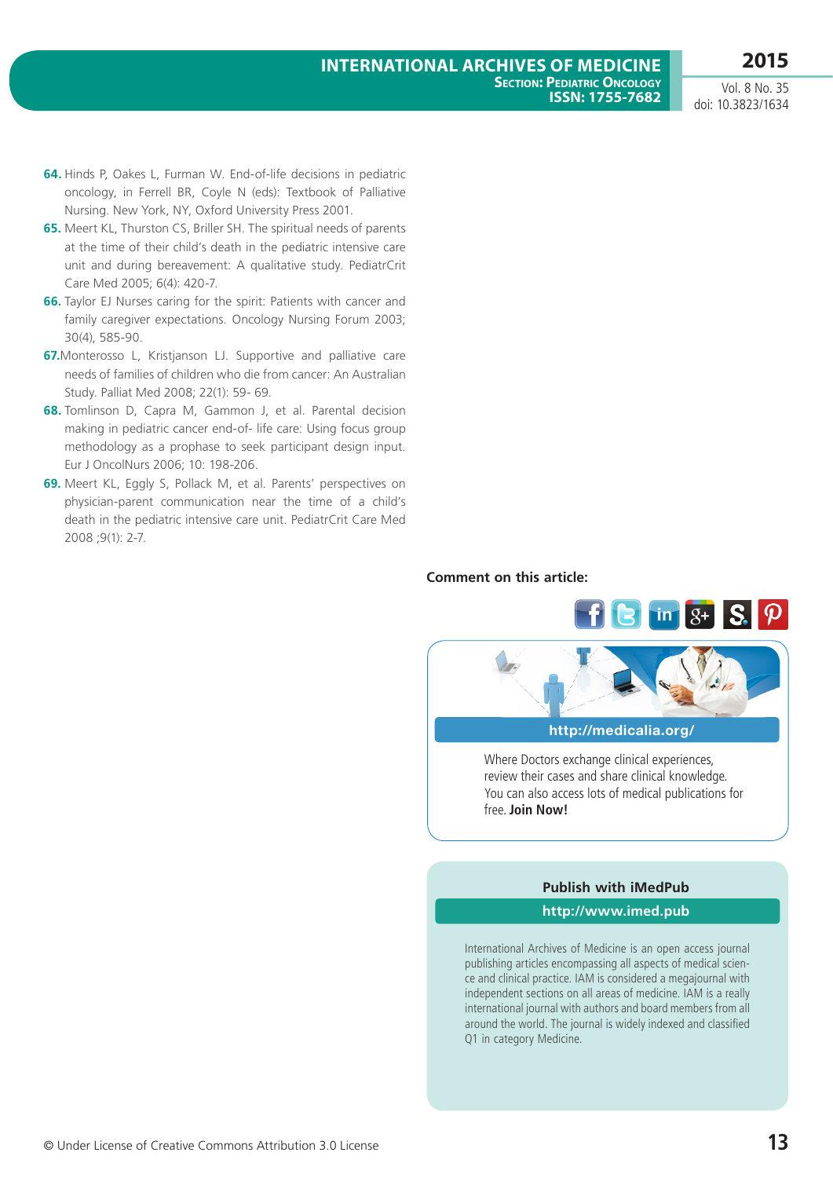64. Hinds P, Oakes L, Furman W. End-of-life decisions in pediatric oncology, in Ferrell BR, Coyle N (eds): Textbook of Palliative Nursing. New York, NY, Oxford University Press 2001.
65. Meert KL, Thurston CS, Briller SH. The spiritual needs of parents at the time of their child's death in the pediatric intensive care unit and during bereavement: A qualitative study. PediatrCrit Care Med 2005; 6(4): 420-7.
66. Taylor EJ Nurses caring for the spirit: Patients with cancer and family caregiver expectations. Oncology Nursing Forum 2003; 30(4), 585-90.
67. Monterosso L, Kristjanson LJ. Supportive and palliative care needs of families of children who die from cancer: An Australian Study. Palliat Med 2008; 22(1): 59- 69.
68. Tomlinson D, Capra M, Gammon J, et al. Parental decision making in pediatric cancer end-of- life care: Using focus group methodology as a prophase to seek participant design input. Eur J OncolNurs 2006; 10: 198-206.
69. Meert KL, Eggly S, Pollack M, et al. Parents' perspectives on physician-parent communication near the time of a child's death in the pediatric intensive care unit. PediatrCrit Care Med 2008 ;9(1): 2-7.

**Comment on this article:**

**http://medicalia.org/**

Where Doctors exchange clinical experiences, review their cases and share clinical knowledge. You can also access lots of medical publications for free. **Join Now!**

**Publish with iMedPub**

**http://www.imed.pub**

International Archives of Medicine is an open access journal publishing articles encompassing all aspects of medical science and clinical practice. IAM is considered a megajournal with independent sections on all areas of medicine. IAM is a really international journal with authors and board members from all around the world. The journal is widely indexed and classified Q1 in category Medicine.